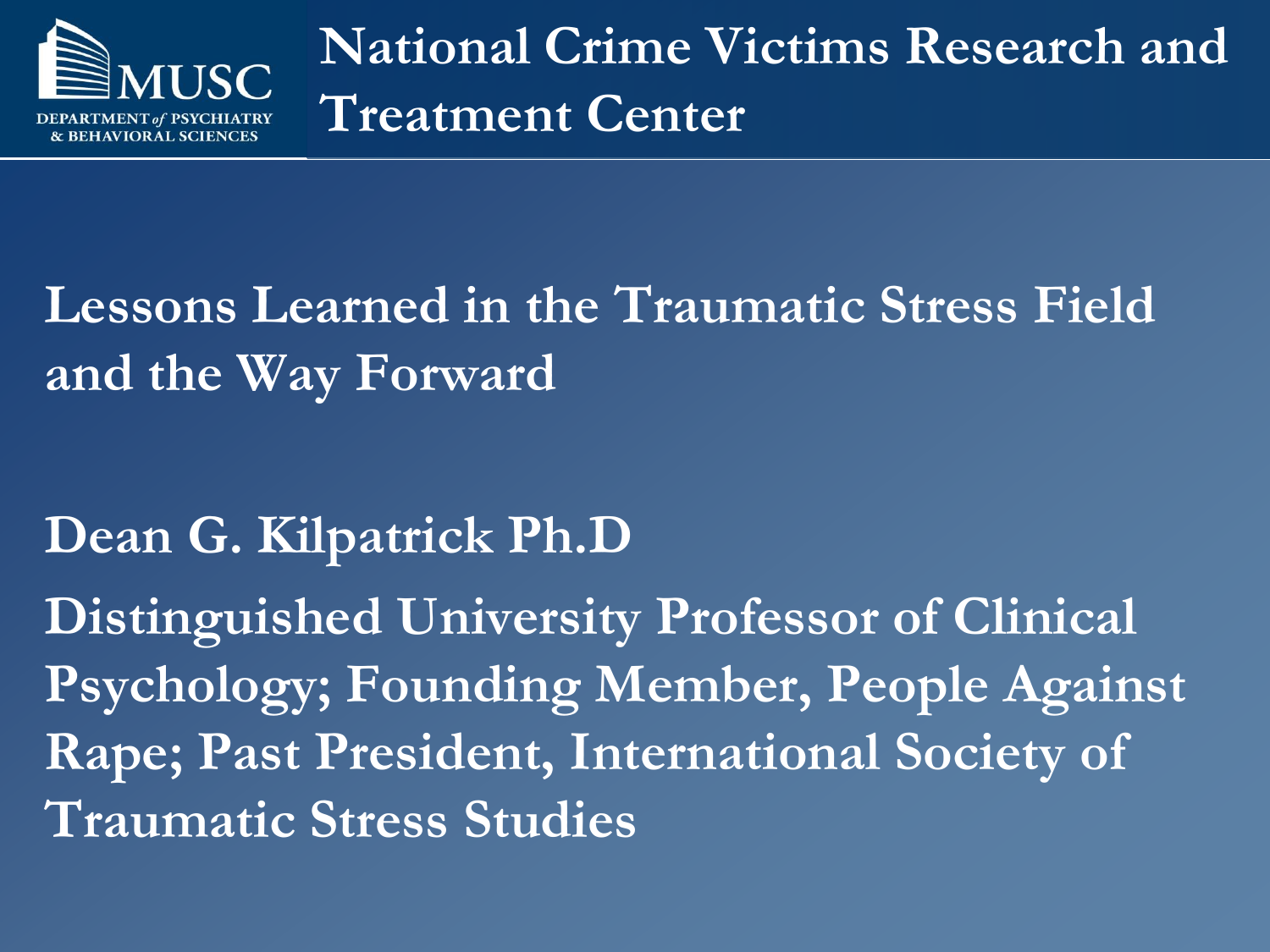MUSC

DEPARTMENT of PSYCHIATRY & BEHAVIORAL SCIENCES

# National Crime Victims Research and Treatment Center

## Lessons Learned in the Traumatic Stress Field and the Way Forward

**Dean G. Kilpatrick Ph.D**

**Distinguished University Professor of Clinical Psychology; Founding Member, People Against Rape; Past President, International Society of Traumatic Stress Studies**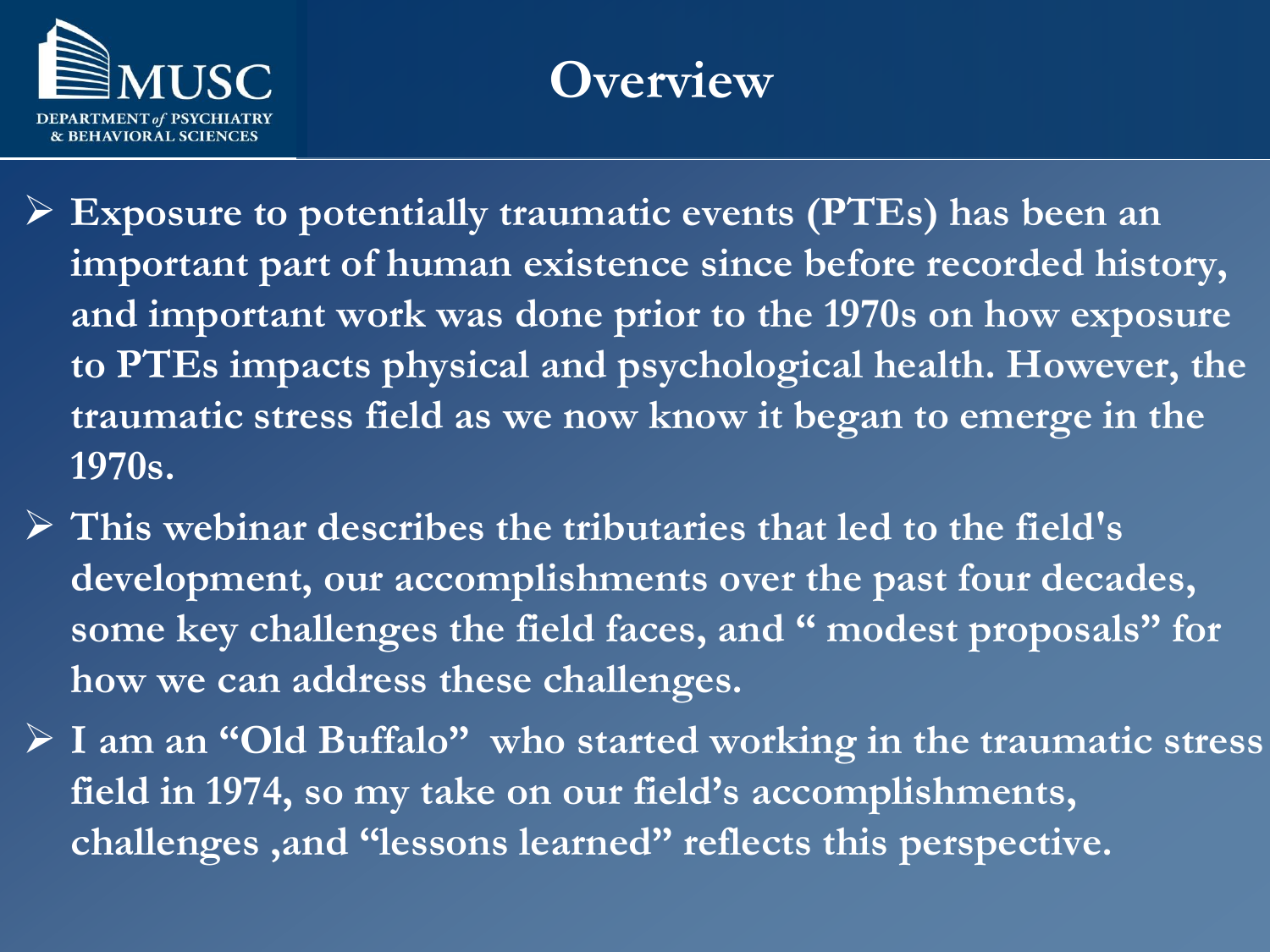# Overview

- Exposure to potentially traumatic events (PTEs) has been an important part of human existence since before recorded history, and important work was done prior to the 1970s on how exposure to PTEs impacts physical and psychological health. However, the traumatic stress field as we now know it began to emerge in the 1970s.
- This webinar describes the tributaries that led to the field's development, our accomplishments over the past four decades, some key challenges the field faces, and " modest proposals" for how we can address these challenges.
- I am an "Old Buffalo" who started working in the traumatic stress field in 1974, so my take on our field's accomplishments, challenges ,and "lessons learned" reflects this perspective.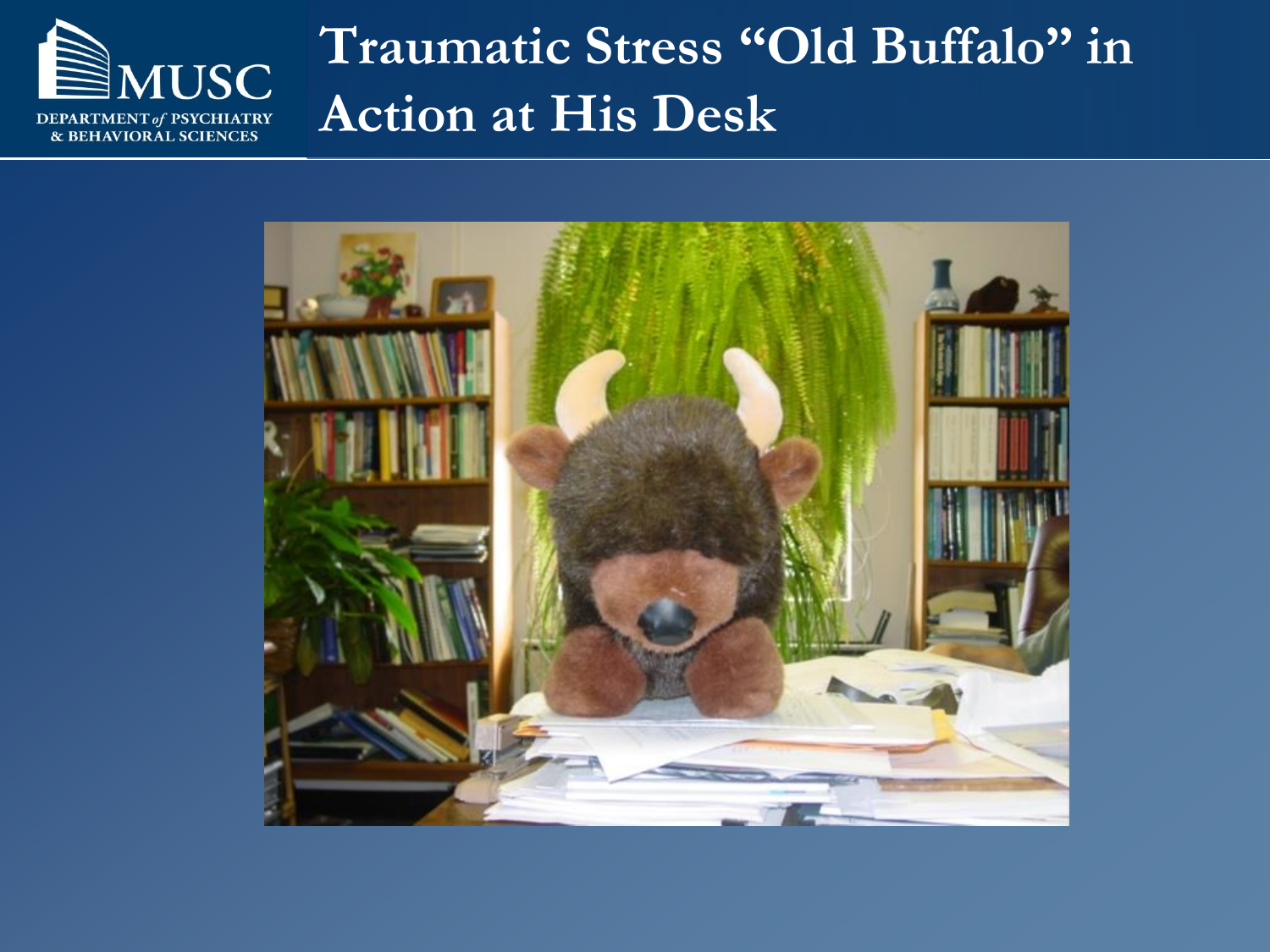# Traumatic Stress "Old Buffalo" in Action at His Desk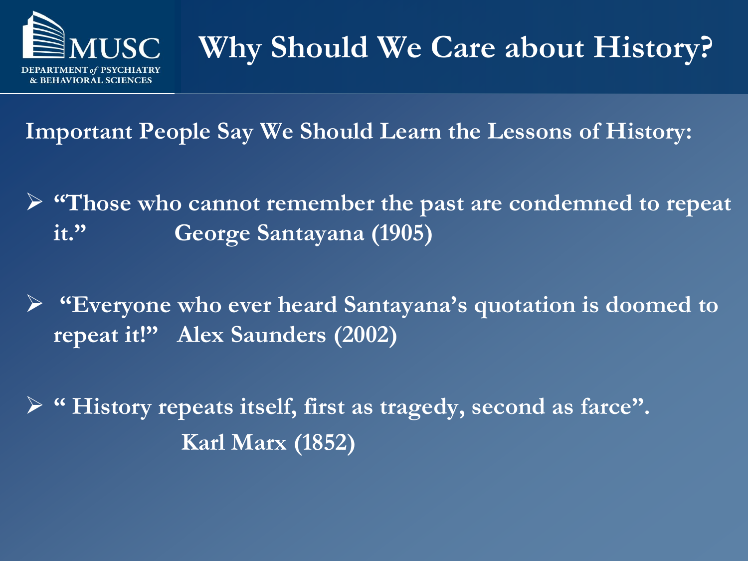# Why Should We Care about History?

**Important People Say We Should Learn the Lessons of History:**

- **"Those who cannot remember the past are condemned to repeat it." George Santayana (1905)**
- **"Everyone who ever heard Santayana's quotation is doomed to repeat it!" Alex Saunders (2002)**
- **" History repeats itself, first as tragedy, second as farce". Karl Marx (1852)**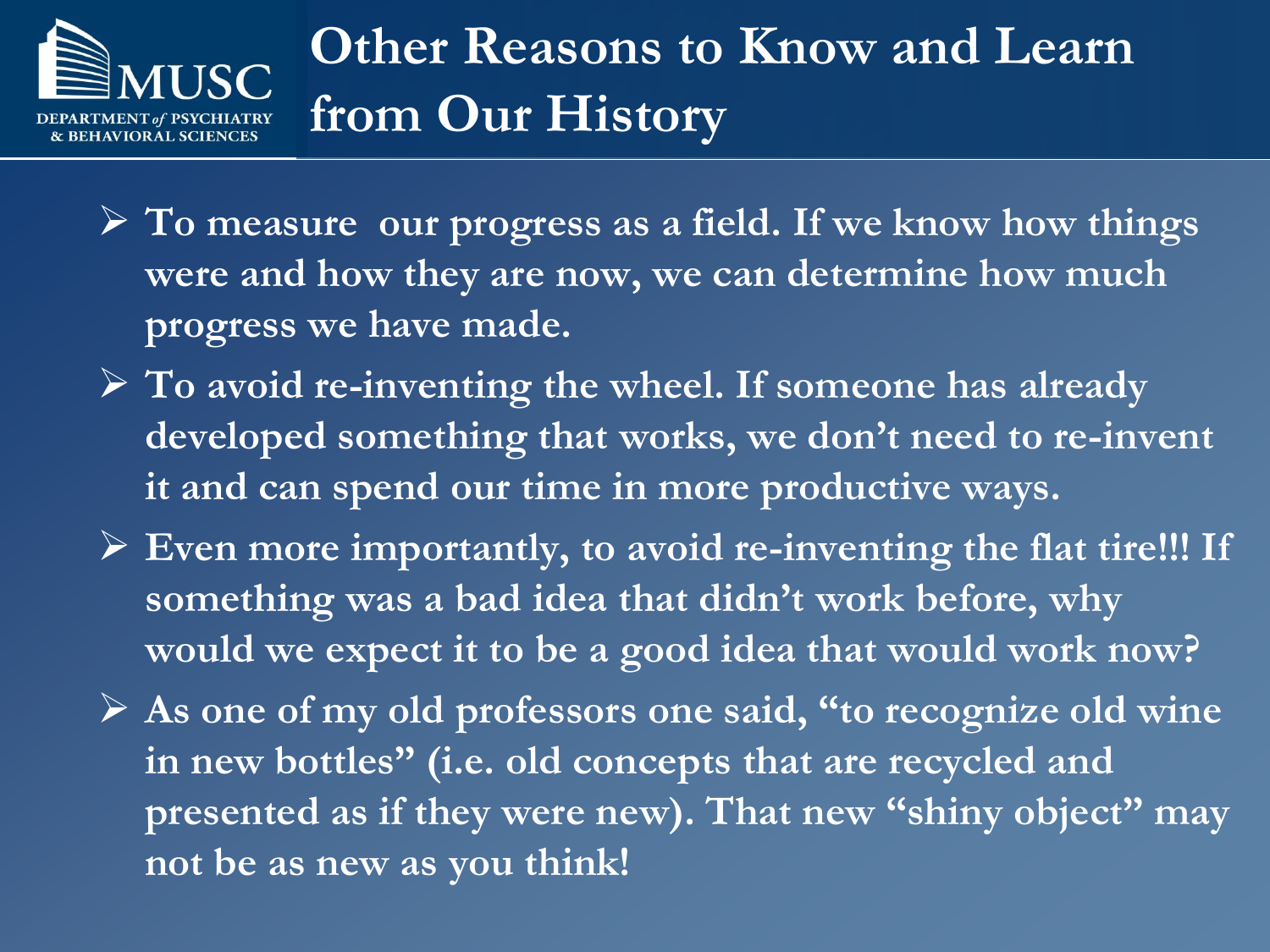# Other Reasons to Know and Learn from Our History

- **To measure our progress as a field. If we know how things were and how they are now, we can determine how much progress we have made.**
- **To avoid re-inventing the wheel. If someone has already developed something that works, we don't need to re-invent it and can spend our time in more productive ways.**
- **Even more importantly, to avoid re-inventing the flat tire!!! If something was a bad idea that didn't work before, why would we expect it to be a good idea that would work now?**
- **As one of my old professors one said, "to recognize old wine in new bottles" (i.e. old concepts that are recycled and presented as if they were new). That new "shiny object" may not be as new as you think!**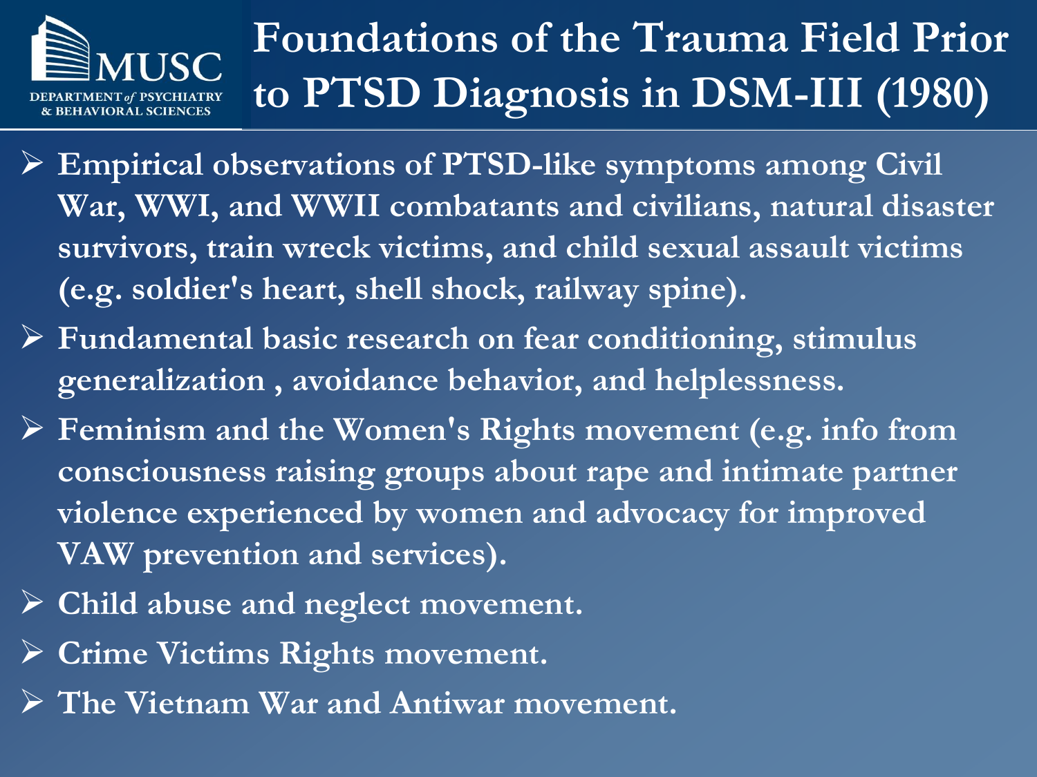# Foundations of the Trauma Field Prior to PTSD Diagnosis in DSM-III (1980)

- Empirical observations of PTSD-like symptoms among Civil War, WWI, and WWII combatants and civilians, natural disaster survivors, train wreck victims, and child sexual assault victims (e.g. soldier's heart, shell shock, railway spine).
- Fundamental basic research on fear conditioning, stimulus generalization , avoidance behavior, and helplessness.
- Feminism and the Women's Rights movement (e.g. info from consciousness raising groups about rape and intimate partner violence experienced by women and advocacy for improved VAW prevention and services).
- Child abuse and neglect movement.
- Crime Victims Rights movement.
- The Vietnam War and Antiwar movement.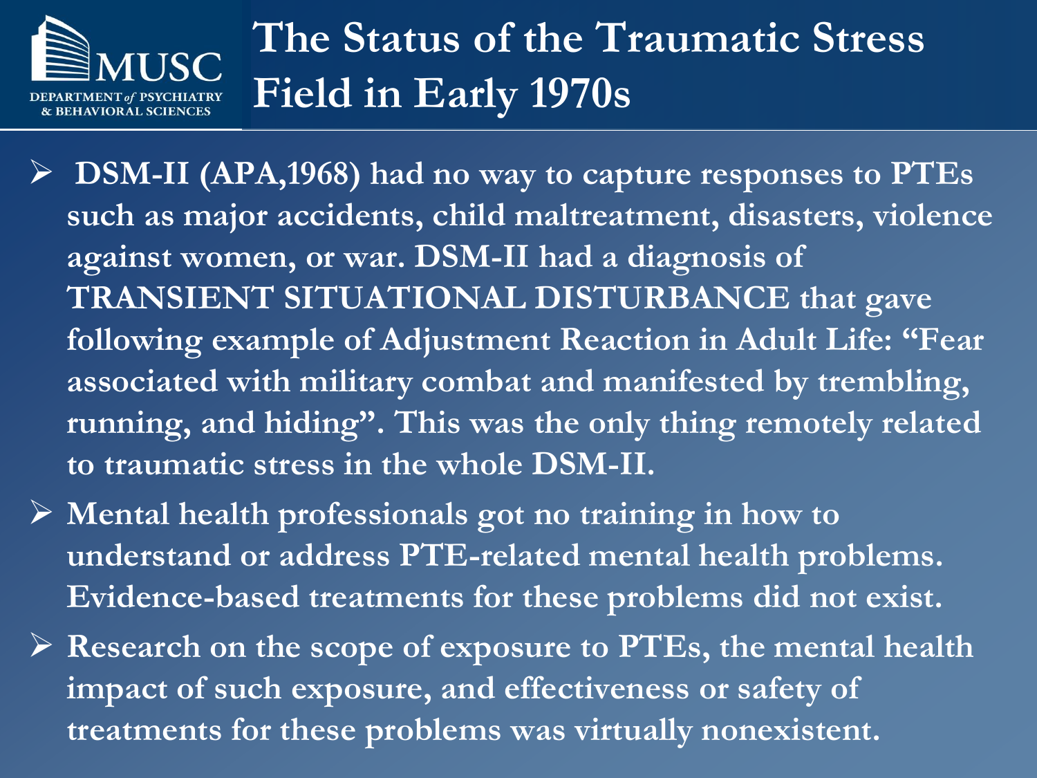# The Status of the Traumatic Stress Field in Early 1970s

- **DSM-II (APA,1968) had no way to capture responses to PTEs such as major accidents, child maltreatment, disasters, violence against women, or war. DSM-II had a diagnosis of TRANSIENT SITUATIONAL DISTURBANCE that gave following example of Adjustment Reaction in Adult Life: "Fear associated with military combat and manifested by trembling, running, and hiding". This was the only thing remotely related to traumatic stress in the whole DSM-II.**
- **Mental health professionals got no training in how to understand or address PTE-related mental health problems. Evidence-based treatments for these problems did not exist.**
- **Research on the scope of exposure to PTEs, the mental health impact of such exposure, and effectiveness or safety of treatments for these problems was virtually nonexistent.**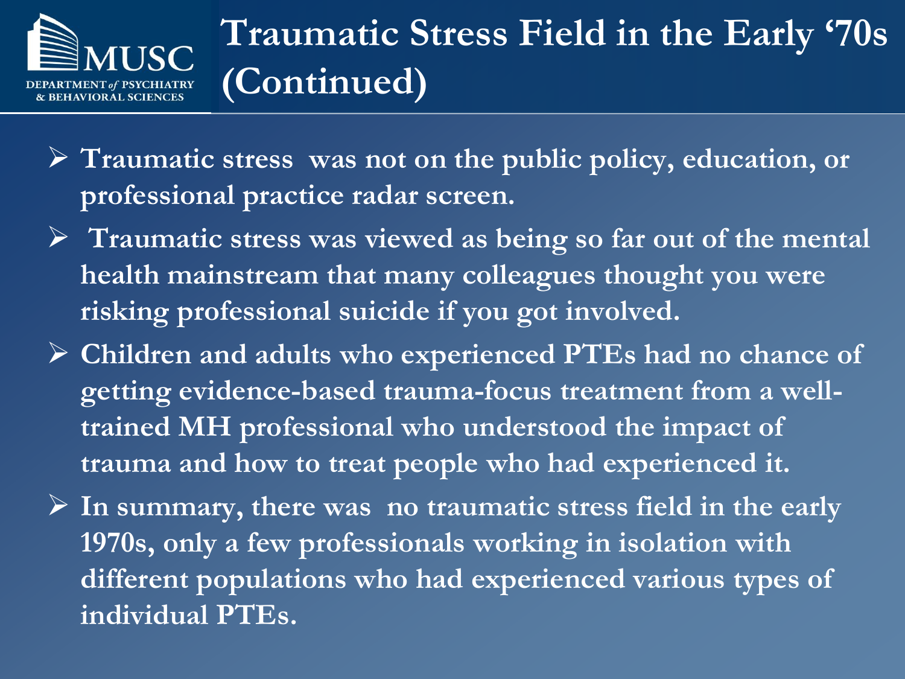# Traumatic Stress Field in the Early '70s (Continued)

- **Traumatic stress was not on the public policy, education, or professional practice radar screen.**
- **Traumatic stress was viewed as being so far out of the mental health mainstream that many colleagues thought you were risking professional suicide if you got involved.**
- **Children and adults who experienced PTEs had no chance of getting evidence-based trauma-focus treatment from a well-trained MH professional who understood the impact of trauma and how to treat people who had experienced it.**
- **In summary, there was no traumatic stress field in the early 1970s, only a few professionals working in isolation with different populations who had experienced various types of individual PTEs.**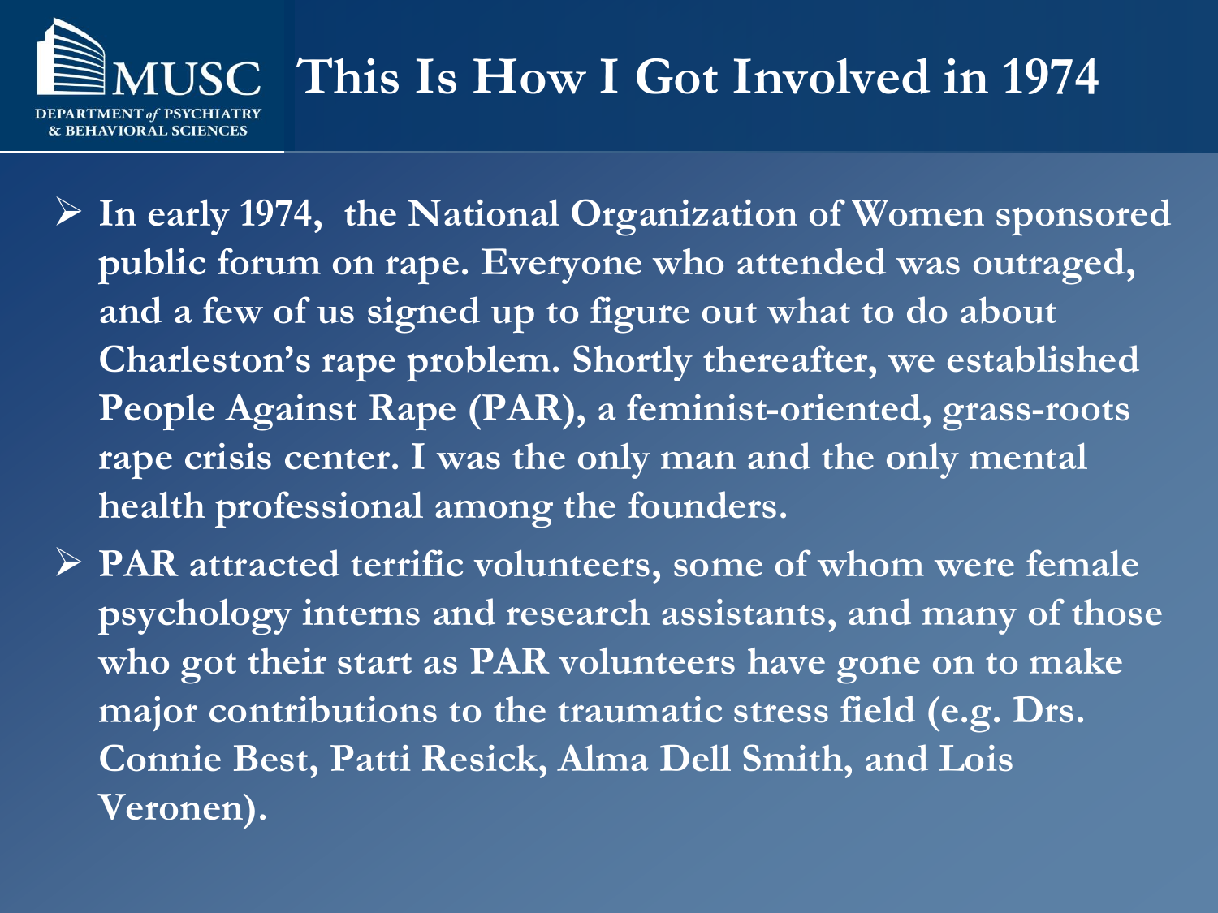# This Is How I Got Involved in 1974

- In early 1974, the National Organization of Women sponsored public forum on rape. Everyone who attended was outraged, and a few of us signed up to figure out what to do about Charleston's rape problem. Shortly thereafter, we established People Against Rape (PAR), a feminist-oriented, grass-roots rape crisis center. I was the only man and the only mental health professional among the founders.
- PAR attracted terrific volunteers, some of whom were female psychology interns and research assistants, and many of those who got their start as PAR volunteers have gone on to make major contributions to the traumatic stress field (e.g. Drs. Connie Best, Patti Resick, Alma Dell Smith, and Lois Veronen).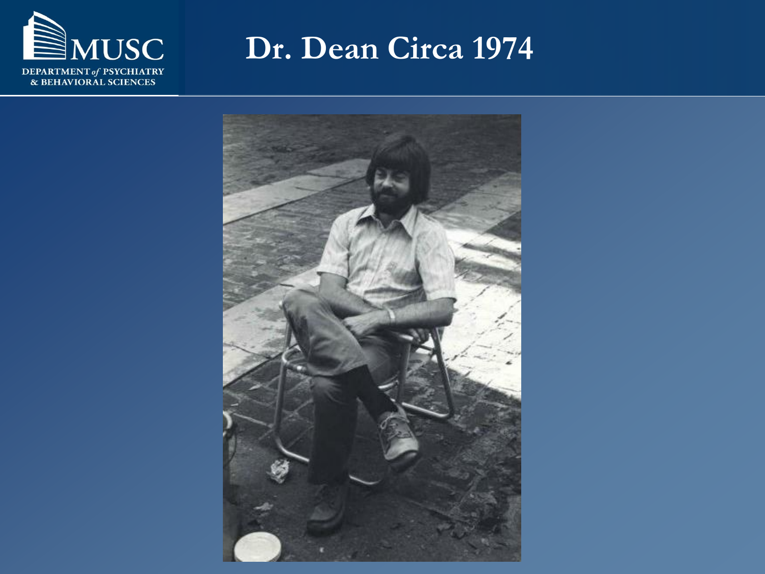# Dr. Dean Circa 1974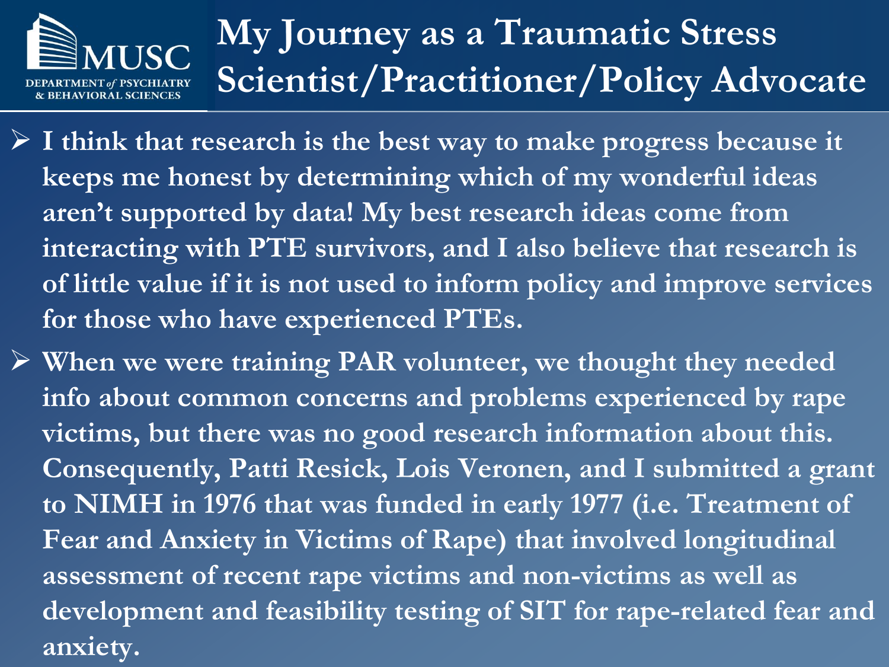# My Journey as a Traumatic Stress Scientist/Practitioner/Policy Advocate

- I think that research is the best way to make progress because it keeps me honest by determining which of my wonderful ideas aren't supported by data! My best research ideas come from interacting with PTE survivors, and I also believe that research is of little value if it is not used to inform policy and improve services for those who have experienced PTEs.
- When we were training PAR volunteer, we thought they needed info about common concerns and problems experienced by rape victims, but there was no good research information about this. Consequently, Patti Resick, Lois Veronen, and I submitted a grant to NIMH in 1976 that was funded in early 1977 (i.e. Treatment of Fear and Anxiety in Victims of Rape) that involved longitudinal assessment of recent rape victims and non-victims as well as development and feasibility testing of SIT for rape-related fear and anxiety.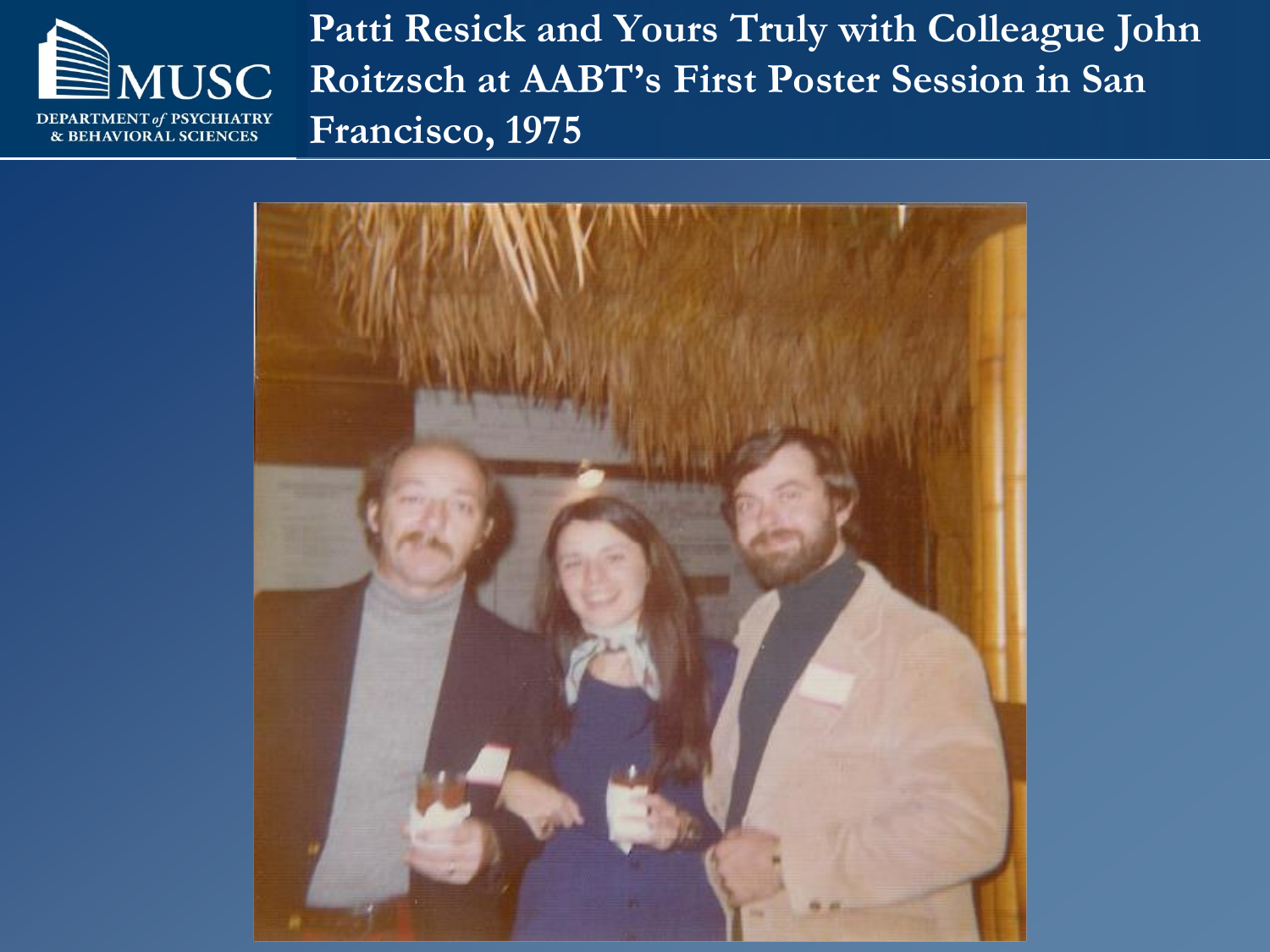# Patti Resick and Yours Truly with Colleague John Roitzsch at AABT's First Poster Session in San Francisco, 1975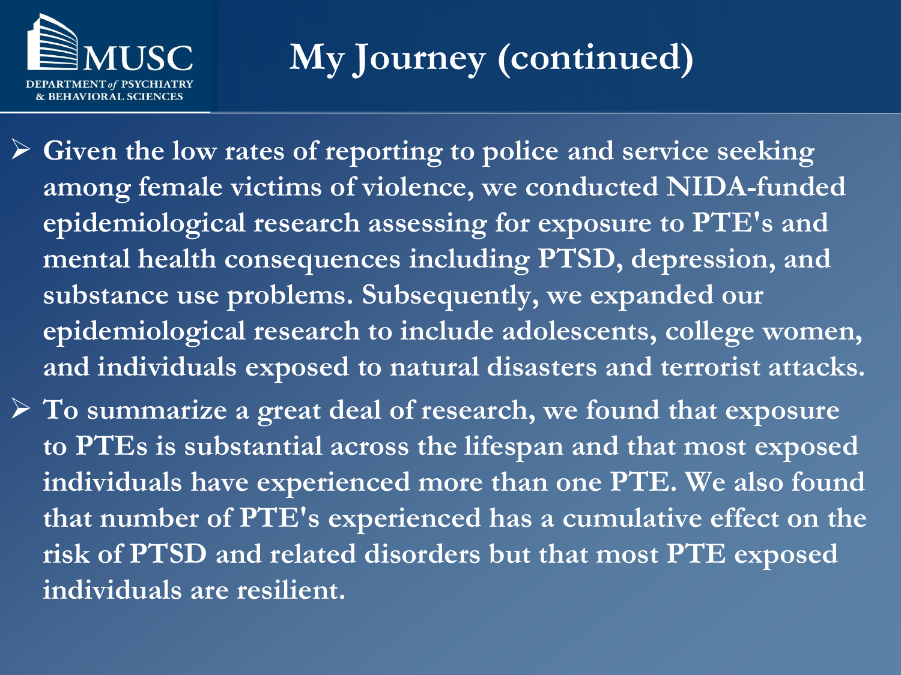# My Journey (continued)

- Given the low rates of reporting to police and service seeking among female victims of violence, we conducted NIDA-funded epidemiological research assessing for exposure to PTE's and mental health consequences including PTSD, depression, and substance use problems. Subsequently, we expanded our epidemiological research to include adolescents, college women, and individuals exposed to natural disasters and terrorist attacks.
- To summarize a great deal of research, we found that exposure to PTEs is substantial across the lifespan and that most exposed individuals have experienced more than one PTE. We also found that number of PTE's experienced has a cumulative effect on the risk of PTSD and related disorders but that most PTE exposed individuals are resilient.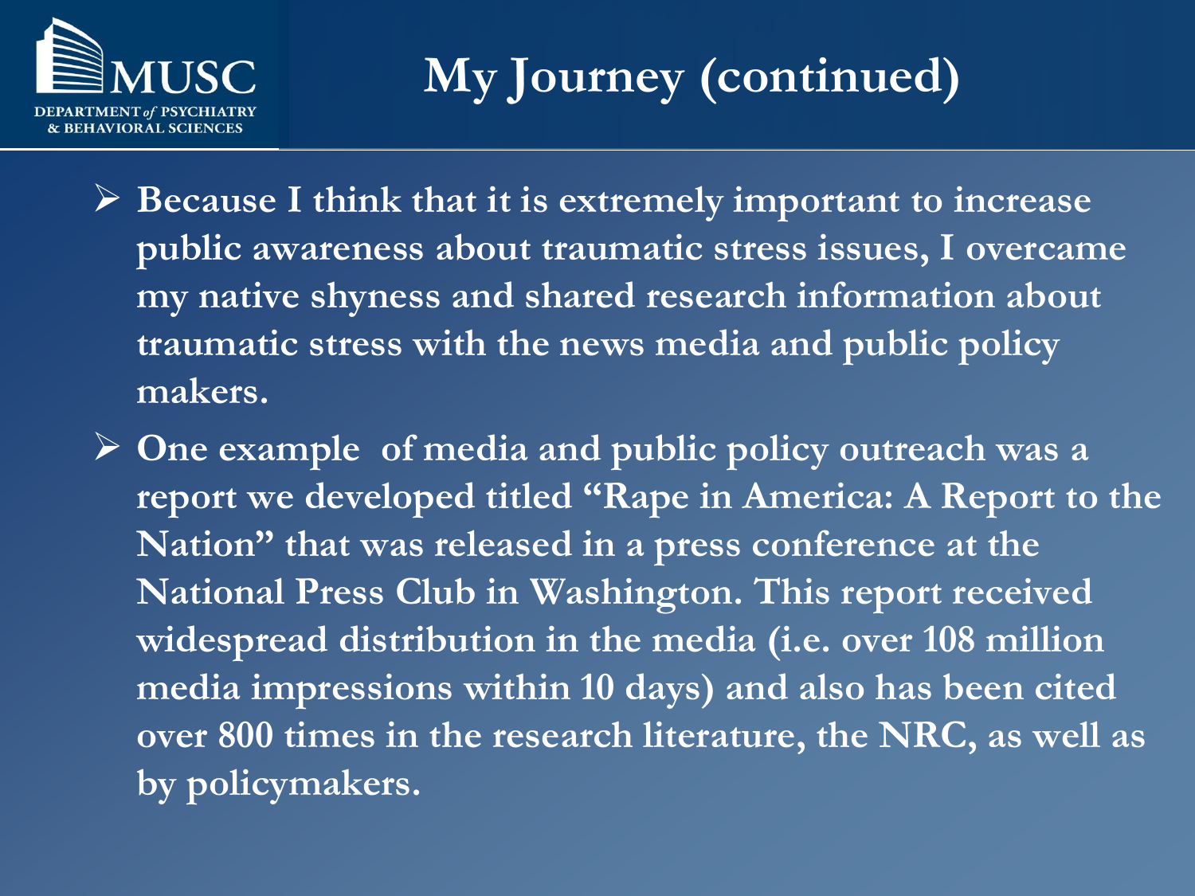# My Journey (continued)

- Because I think that it is extremely important to increase public awareness about traumatic stress issues, I overcame my native shyness and shared research information about traumatic stress with the news media and public policy makers.
- One example of media and public policy outreach was a report we developed titled "Rape in America: A Report to the Nation" that was released in a press conference at the National Press Club in Washington. This report received widespread distribution in the media (i.e. over 108 million media impressions within 10 days) and also has been cited over 800 times in the research literature, the NRC, as well as by policymakers.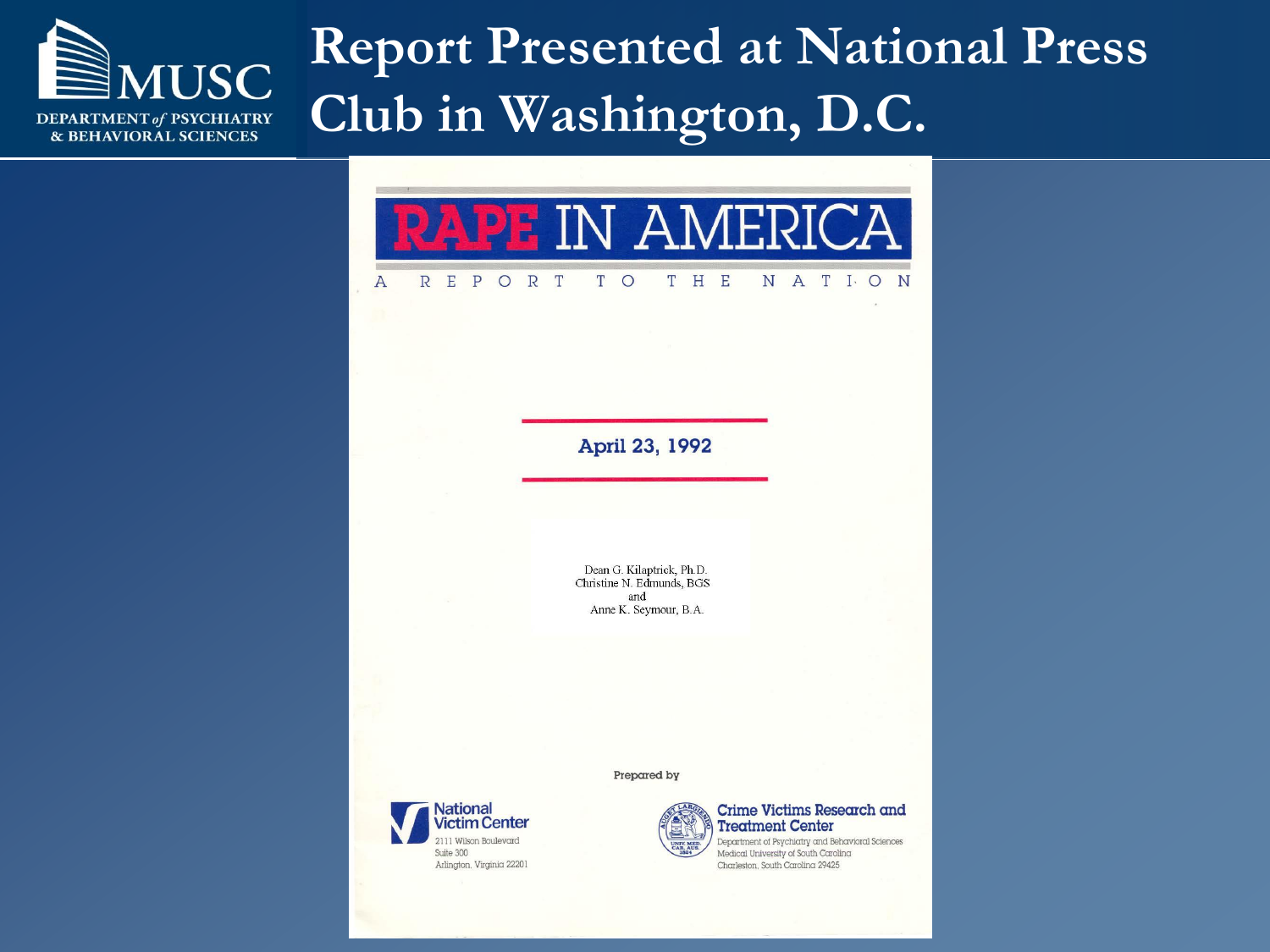# Report Presented at National Press Club in Washington, D.C.

MUSC
DEPARTMENT *of* PSYCHIATRY & BEHAVIORAL SCIENCES

## RAPE IN AMERICA

A REPORT TO THE NATION

**April 23, 1992**

Dean G. Kilaptrick, Ph.D.
Christine N. Edmunds, BGS
and
Anne K. Seymour, B.A.

Prepared by

**National Victim Center**
2111 Wilson Boulevard
Suite 300
Arlington, Virginia 22201

**Crime Victims Research and Treatment Center**
Department of Psychiatry and Behavioral Sciences
Medical University of South Carolina
Charleston, South Carolina 29425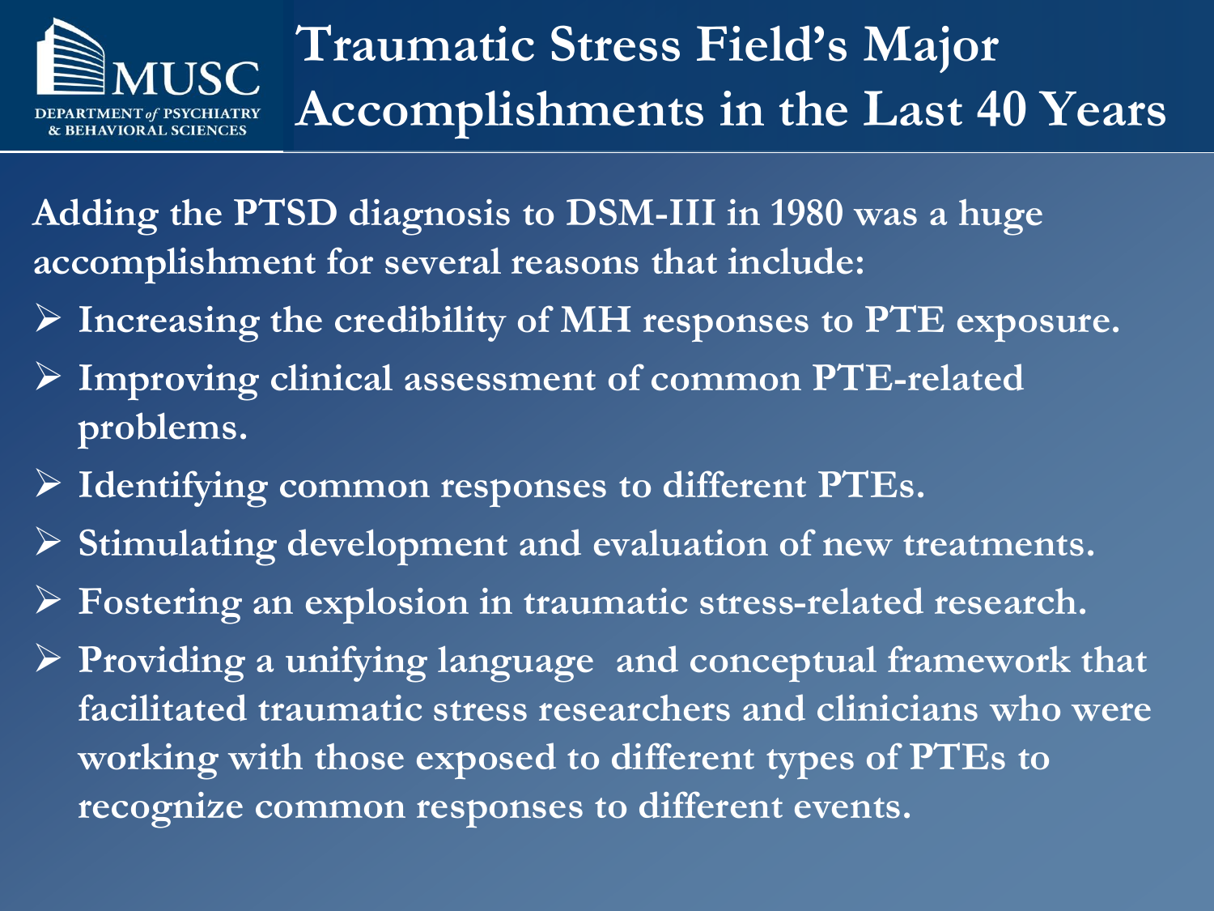# Traumatic Stress Field's Major Accomplishments in the Last 40 Years

**Adding the PTSD diagnosis to DSM-III in 1980 was a huge accomplishment for several reasons that include:**

- **Increasing the credibility of MH responses to PTE exposure.**
- **Improving clinical assessment of common PTE-related problems.**
- **Identifying common responses to different PTEs.**
- **Stimulating development and evaluation of new treatments.**
- **Fostering an explosion in traumatic stress-related research.**
- **Providing a unifying language and conceptual framework that facilitated traumatic stress researchers and clinicians who were working with those exposed to different types of PTEs to recognize common responses to different events.**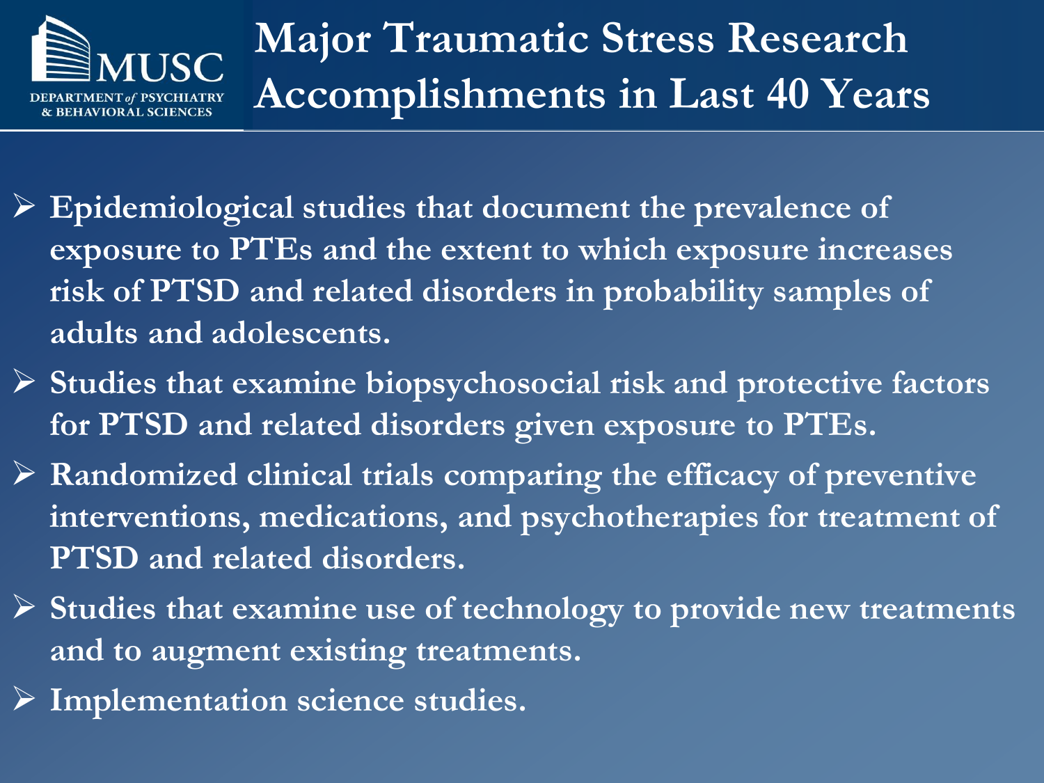# Major Traumatic Stress Research Accomplishments in Last 40 Years

- Epidemiological studies that document the prevalence of exposure to PTEs and the extent to which exposure increases risk of PTSD and related disorders in probability samples of adults and adolescents.
- Studies that examine biopsychosocial risk and protective factors for PTSD and related disorders given exposure to PTEs.
- Randomized clinical trials comparing the efficacy of preventive interventions, medications, and psychotherapies for treatment of PTSD and related disorders.
- Studies that examine use of technology to provide new treatments and to augment existing treatments.
- Implementation science studies.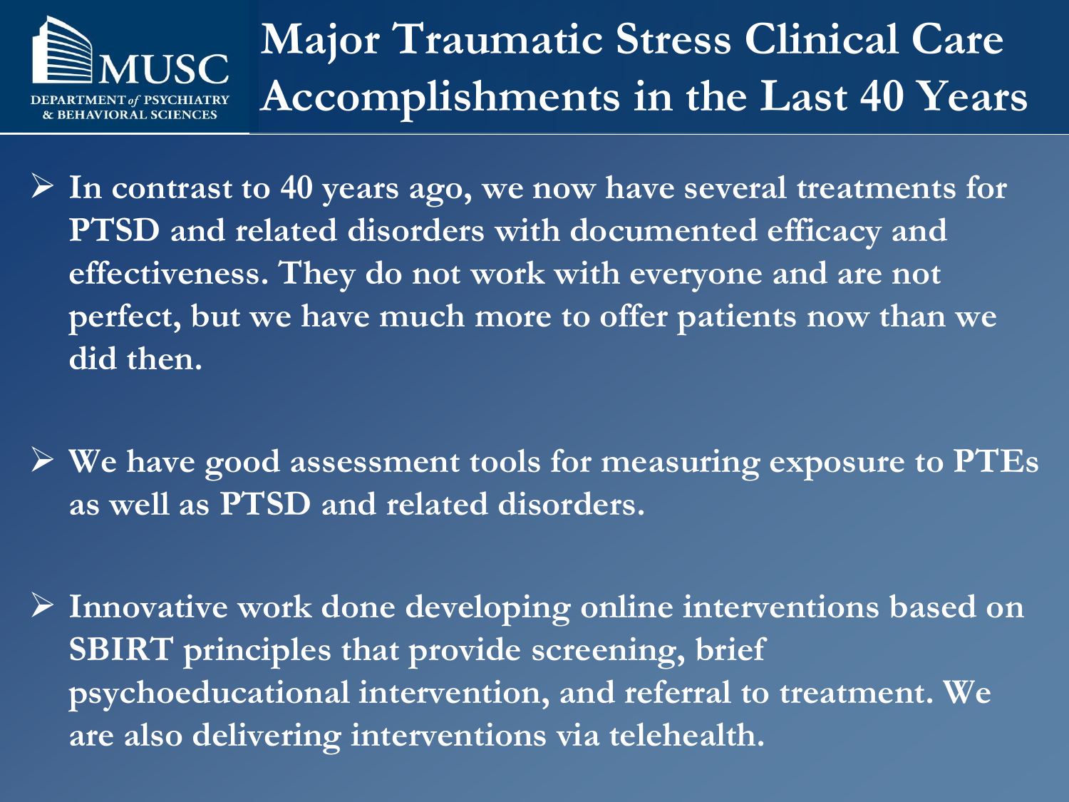# Major Traumatic Stress Clinical Care Accomplishments in the Last 40 Years

- In contrast to 40 years ago, we now have several treatments for PTSD and related disorders with documented efficacy and effectiveness. They do not work with everyone and are not perfect, but we have much more to offer patients now than we did then.
- We have good assessment tools for measuring exposure to PTEs as well as PTSD and related disorders.
- Innovative work done developing online interventions based on SBIRT principles that provide screening, brief psychoeducational intervention, and referral to treatment. We are also delivering interventions via telehealth.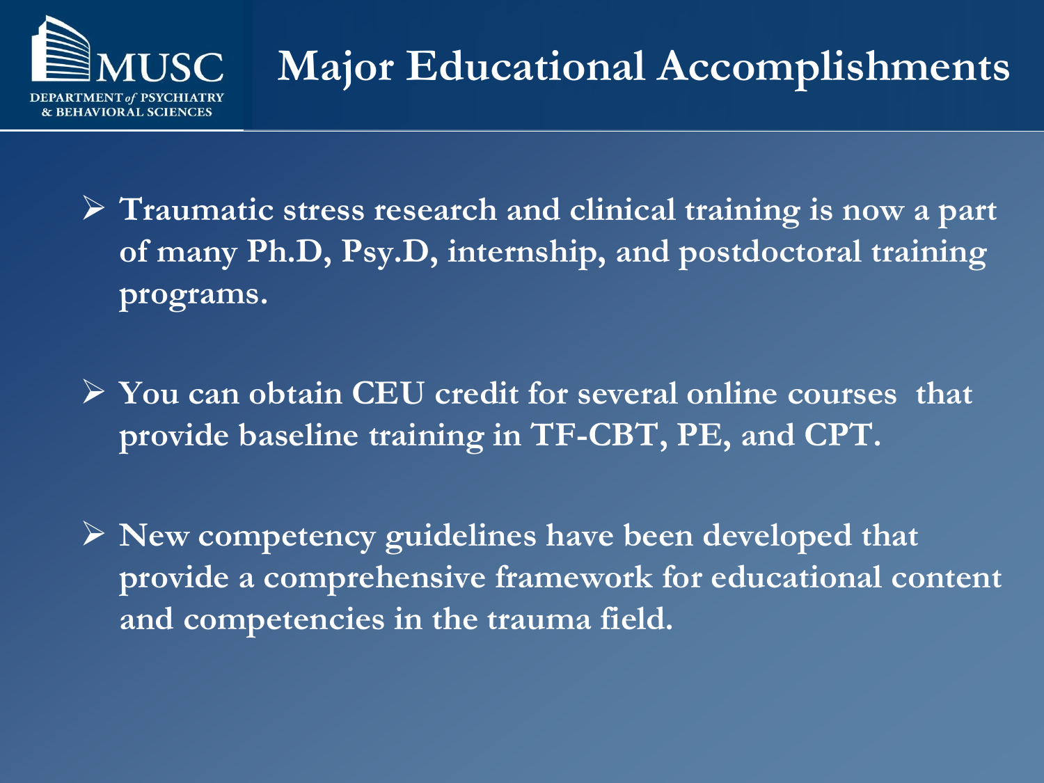# Major Educational Accomplishments

- **Traumatic stress research and clinical training is now a part of many Ph.D, Psy.D, internship, and postdoctoral training programs.**

- **You can obtain CEU credit for several online courses that provide baseline training in TF-CBT, PE, and CPT.**

- **New competency guidelines have been developed that provide a comprehensive framework for educational content and competencies in the trauma field.**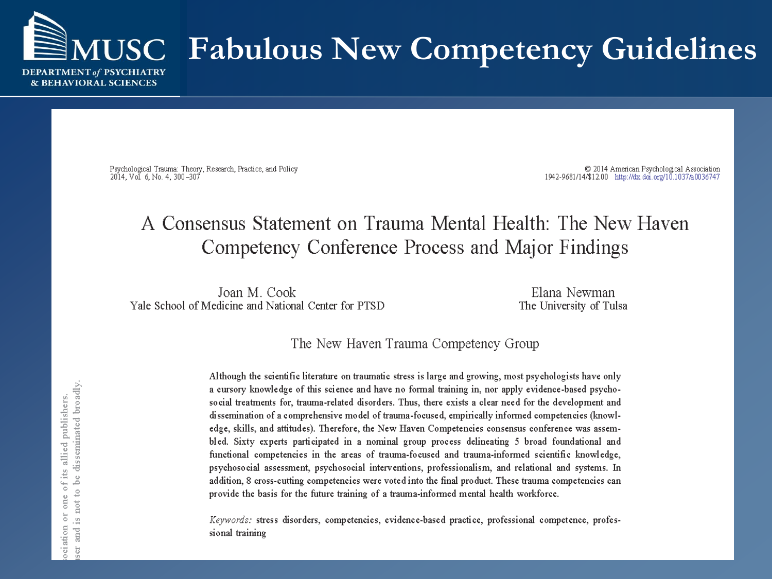# Fabulous New Competency Guidelines

Psychological Trauma: Theory, Research, Practice, and Policy
2014, Vol. 6, No. 4, 300–307

© 2014 American Psychological Association
1942-9681/14/$12.00 http://dx.doi.org/10.1037/a0036747

## A Consensus Statement on Trauma Mental Health: The New Haven Competency Conference Process and Major Findings

Joan M. Cook
Yale School of Medicine and National Center for PTSD

Elana Newman
The University of Tulsa

The New Haven Trauma Competency Group

Although the scientific literature on traumatic stress is large and growing, most psychologists have only a cursory knowledge of this science and have no formal training in, nor apply evidence-based psychosocial treatments for, trauma-related disorders. Thus, there exists a clear need for the development and dissemination of a comprehensive model of trauma-focused, empirically informed competencies (knowledge, skills, and attitudes). Therefore, the New Haven Competencies consensus conference was assembled. Sixty experts participated in a nominal group process delineating 5 broad foundational and functional competencies in the areas of trauma-focused and trauma-informed scientific knowledge, psychosocial assessment, psychosocial interventions, professionalism, and relational and systems. In addition, 8 cross-cutting competencies were voted into the final product. These trauma competencies can provide the basis for the future training of a trauma-informed mental health workforce.

*Keywords:* stress disorders, competencies, evidence-based practice, professional competence, professional training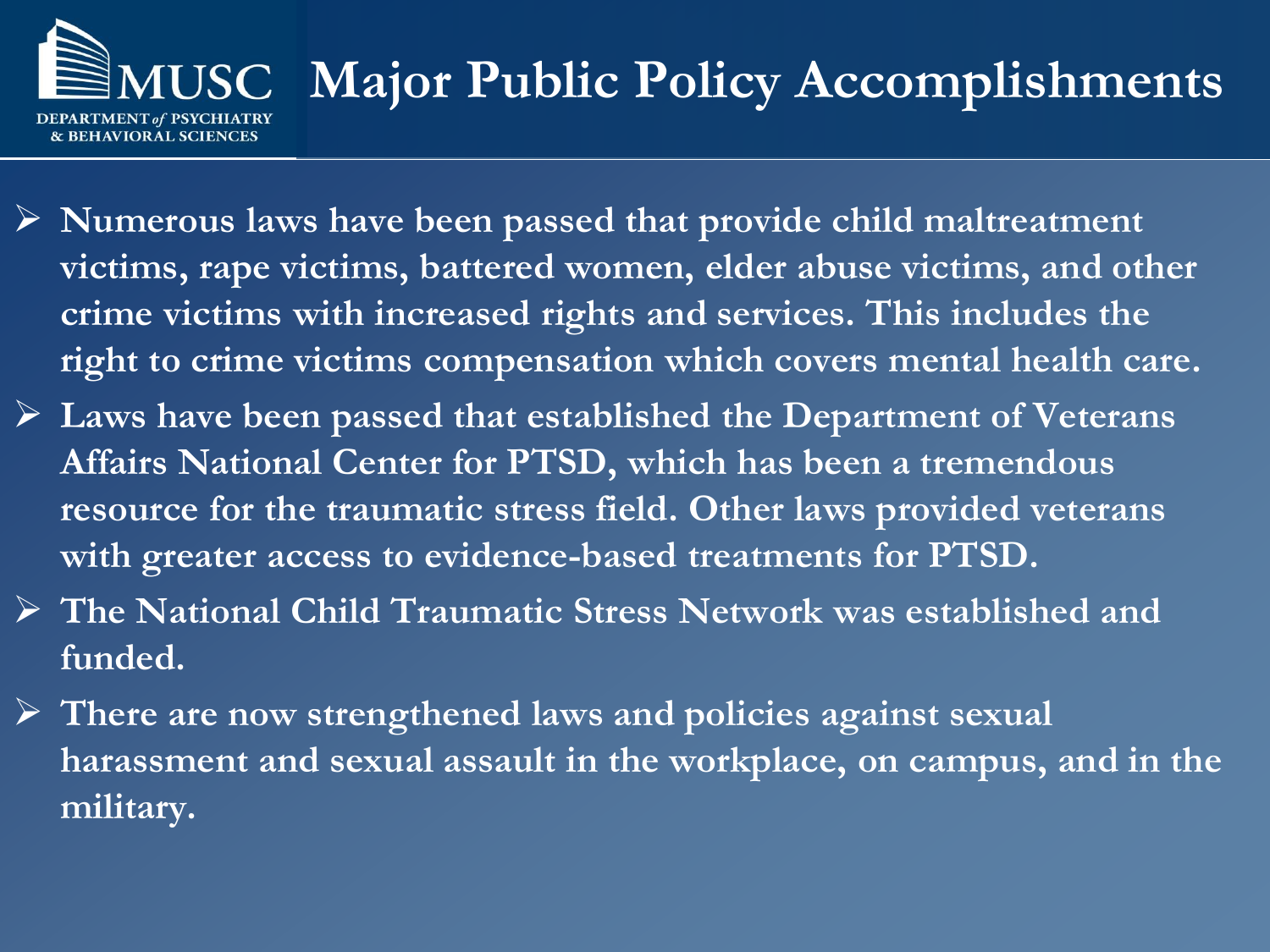# Major Public Policy Accomplishments

MUSC DEPARTMENT *of* PSYCHIATRY & BEHAVIORAL SCIENCES

- **Numerous laws have been passed that provide child maltreatment victims, rape victims, battered women, elder abuse victims, and other crime victims with increased rights and services. This includes the right to crime victims compensation which covers mental health care.**
- **Laws have been passed that established the Department of Veterans Affairs National Center for PTSD, which has been a tremendous resource for the traumatic stress field. Other laws provided veterans with greater access to evidence-based treatments for PTSD.**
- **The National Child Traumatic Stress Network was established and funded.**
- **There are now strengthened laws and policies against sexual harassment and sexual assault in the workplace, on campus, and in the military.**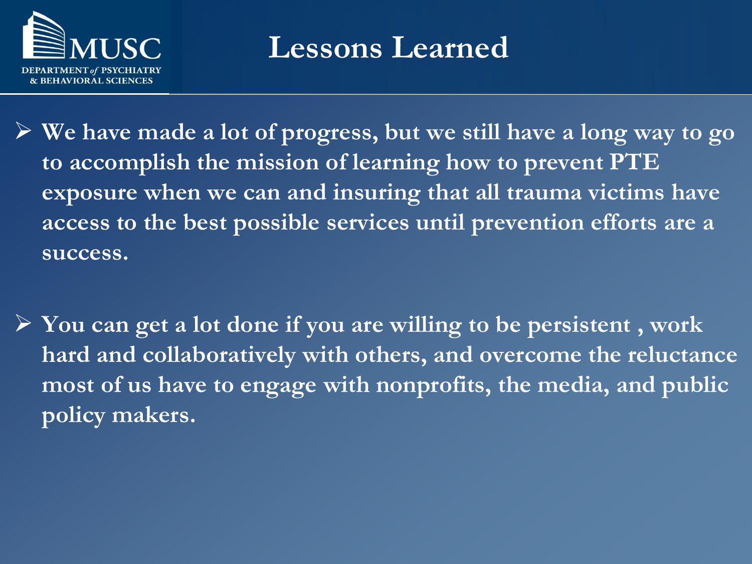# Lessons Learned

- **We have made a lot of progress, but we still have a long way to go to accomplish the mission of learning how to prevent PTE exposure when we can and insuring that all trauma victims have access to the best possible services until prevention efforts are a success.**

- **You can get a lot done if you are willing to be persistent , work hard and collaboratively with others, and overcome the reluctance most of us have to engage with nonprofits, the media, and public policy makers.**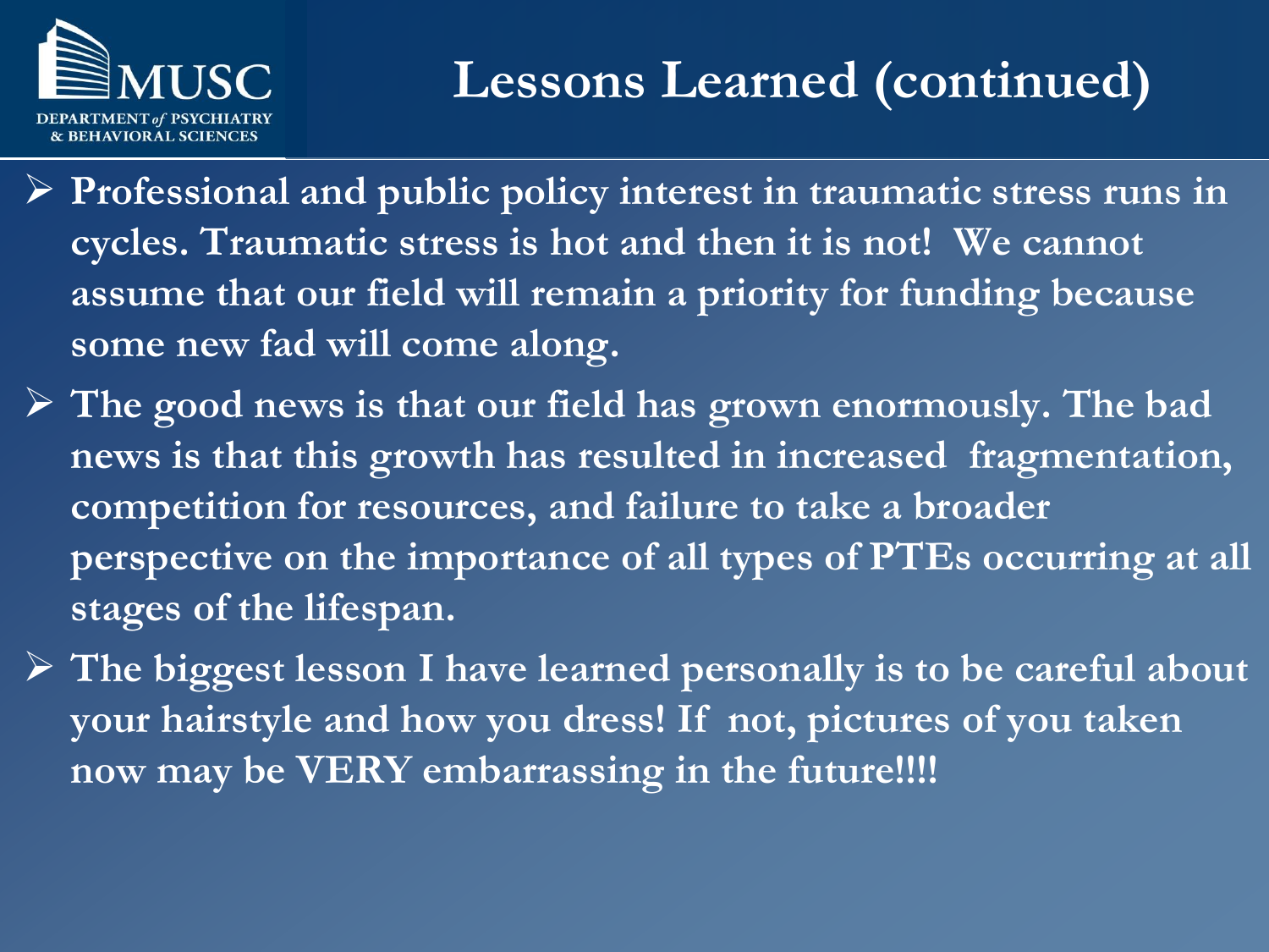# Lessons Learned (continued)

- Professional and public policy interest in traumatic stress runs in cycles. Traumatic stress is hot and then it is not! We cannot assume that our field will remain a priority for funding because some new fad will come along.
- The good news is that our field has grown enormously. The bad news is that this growth has resulted in increased fragmentation, competition for resources, and failure to take a broader perspective on the importance of all types of PTEs occurring at all stages of the lifespan.
- The biggest lesson I have learned personally is to be careful about your hairstyle and how you dress! If not, pictures of you taken now may be VERY embarrassing in the future!!!!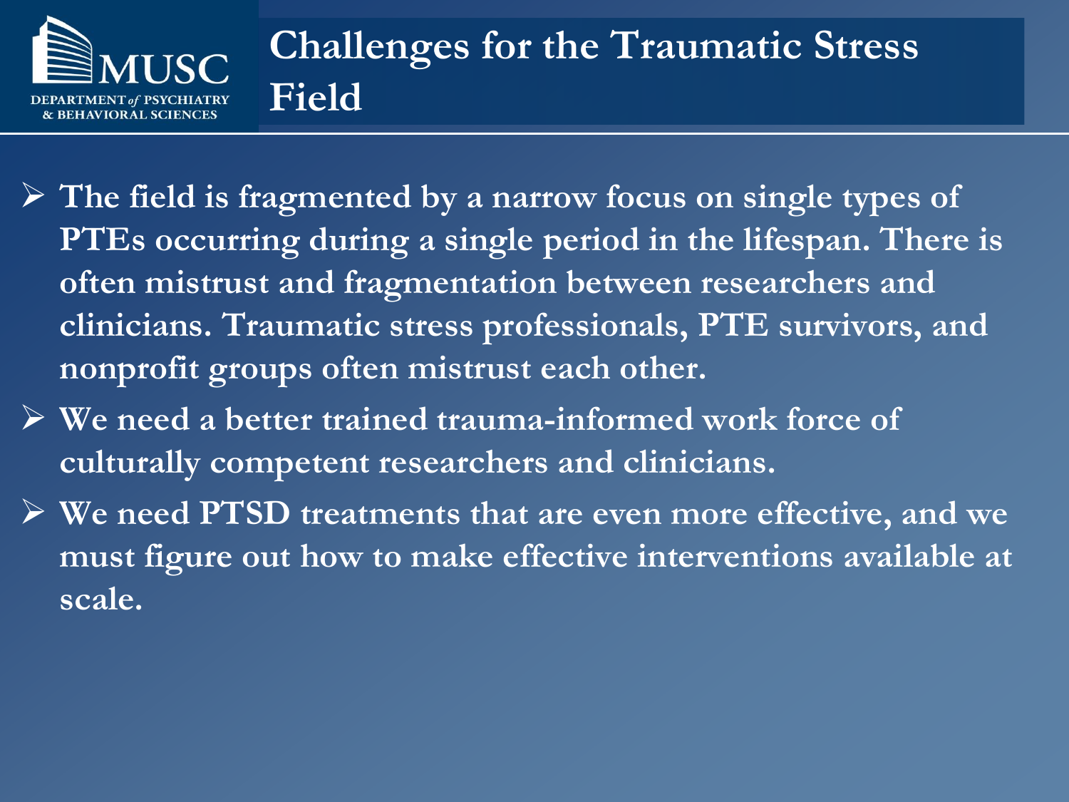# Challenges for the Traumatic Stress Field

- The field is fragmented by a narrow focus on single types of PTEs occurring during a single period in the lifespan. There is often mistrust and fragmentation between researchers and clinicians. Traumatic stress professionals, PTE survivors, and nonprofit groups often mistrust each other.
- We need a better trained trauma-informed work force of culturally competent researchers and clinicians.
- We need PTSD treatments that are even more effective, and we must figure out how to make effective interventions available at scale.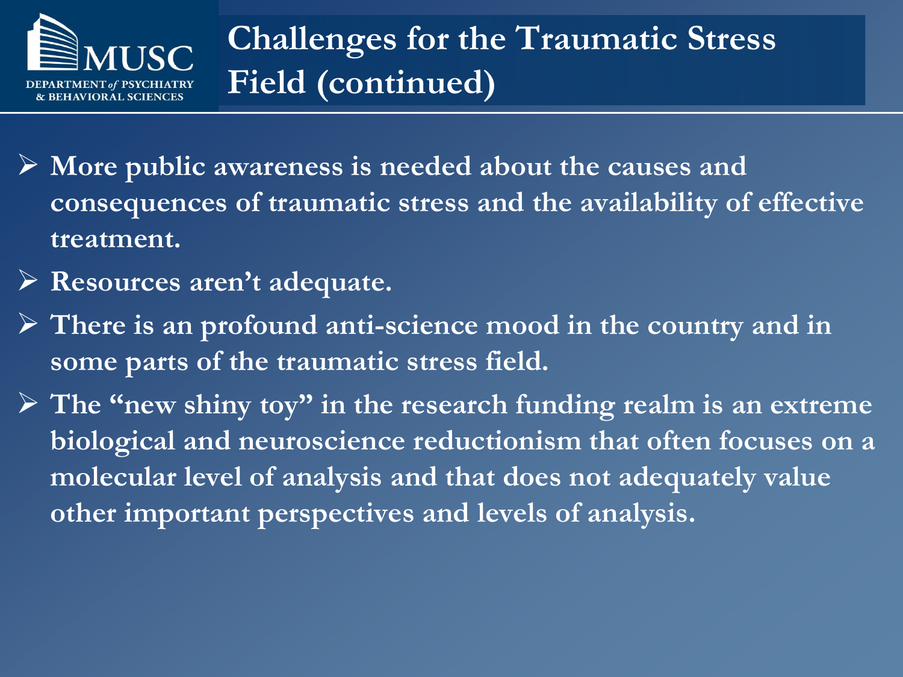# Challenges for the Traumatic Stress Field (continued)

- **More public awareness is needed about the causes and consequences of traumatic stress and the availability of effective treatment.**
- **Resources aren't adequate.**
- **There is an profound anti-science mood in the country and in some parts of the traumatic stress field.**
- **The "new shiny toy" in the research funding realm is an extreme biological and neuroscience reductionism that often focuses on a molecular level of analysis and that does not adequately value other important perspectives and levels of analysis.**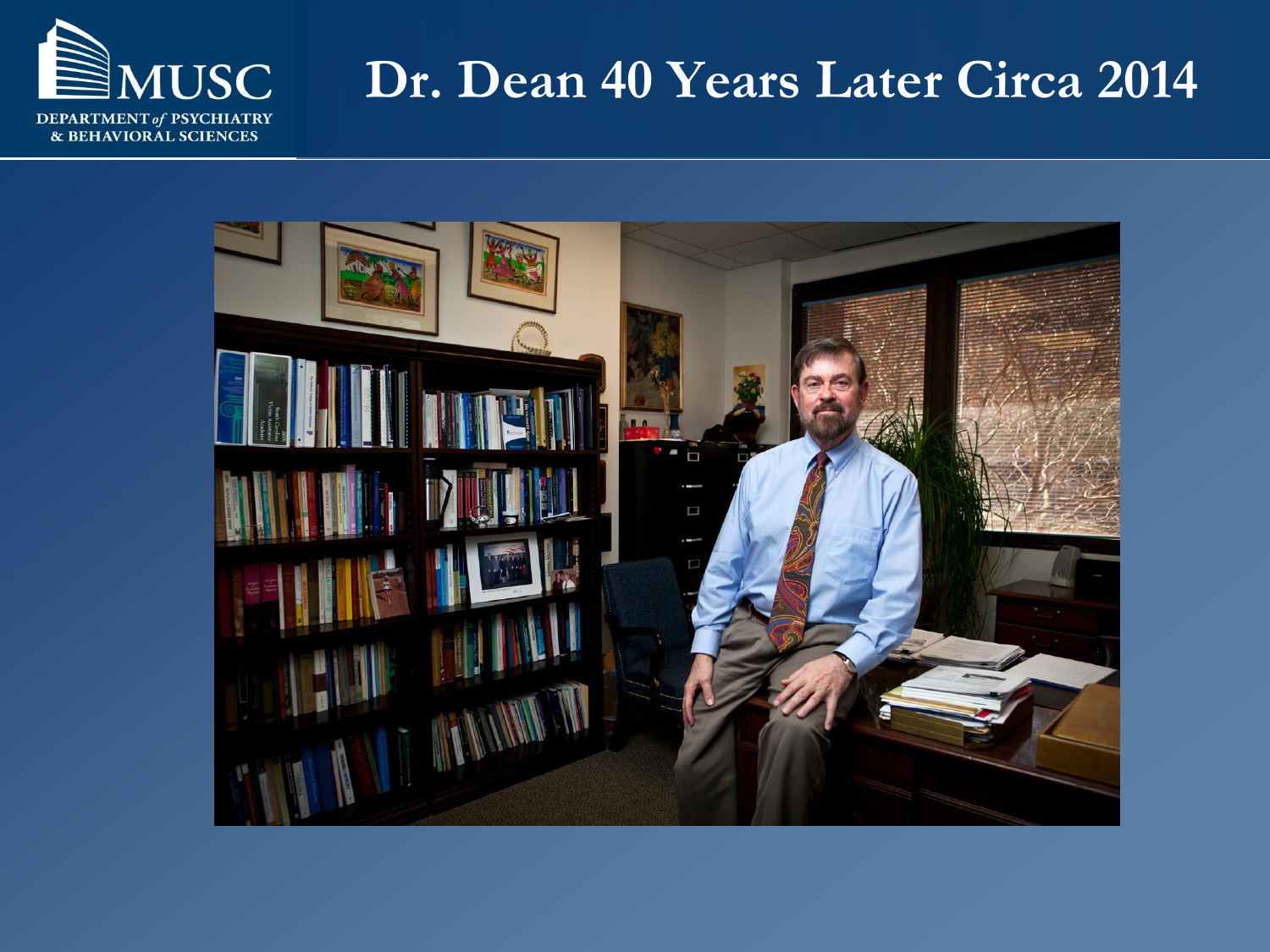# Dr. Dean 40 Years Later Circa 2014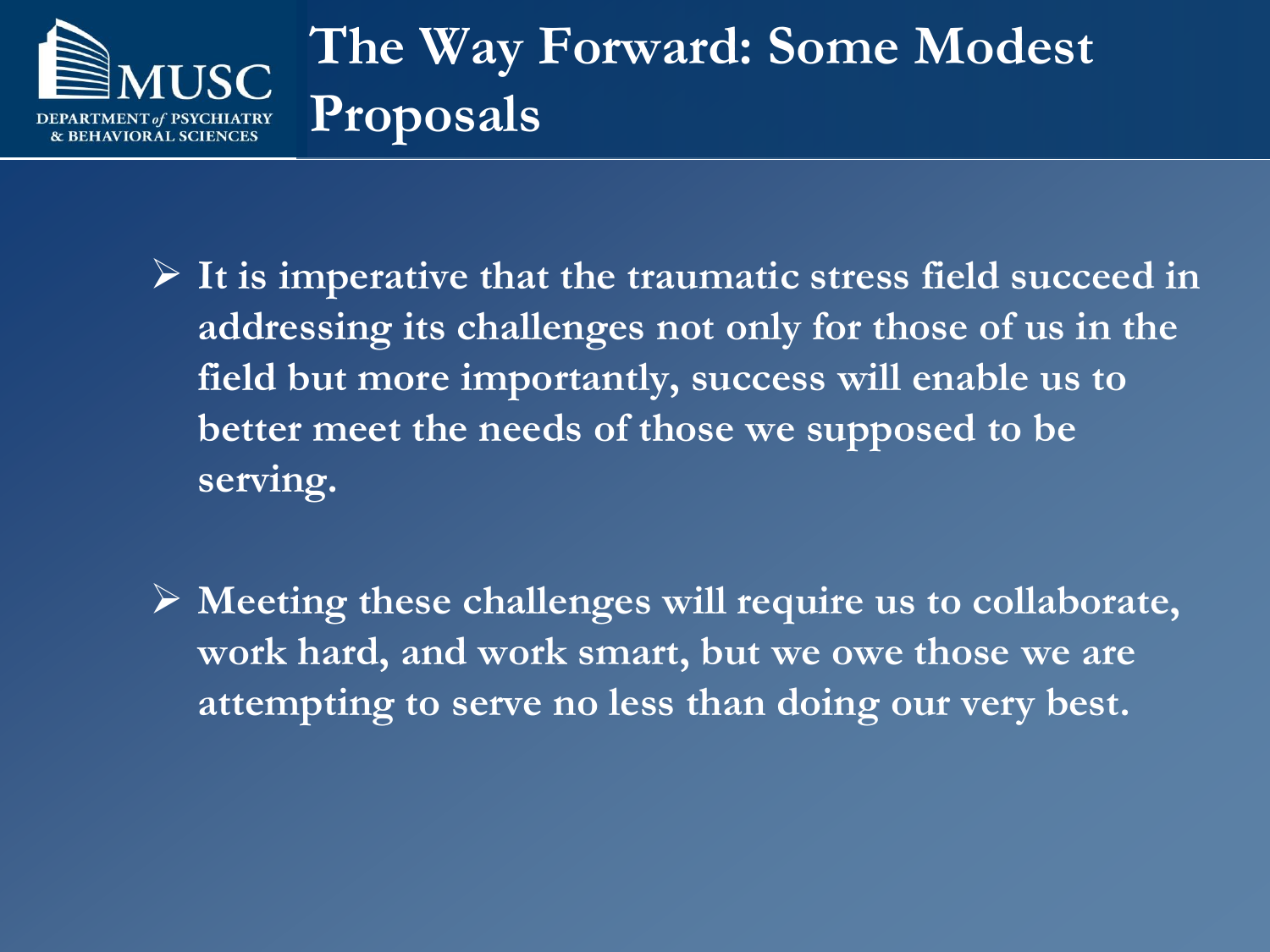# The Way Forward: Some Modest Proposals

- **It is imperative that the traumatic stress field succeed in addressing its challenges not only for those of us in the field but more importantly, success will enable us to better meet the needs of those we supposed to be serving.**

- **Meeting these challenges will require us to collaborate, work hard, and work smart, but we owe those we are attempting to serve no less than doing our very best.**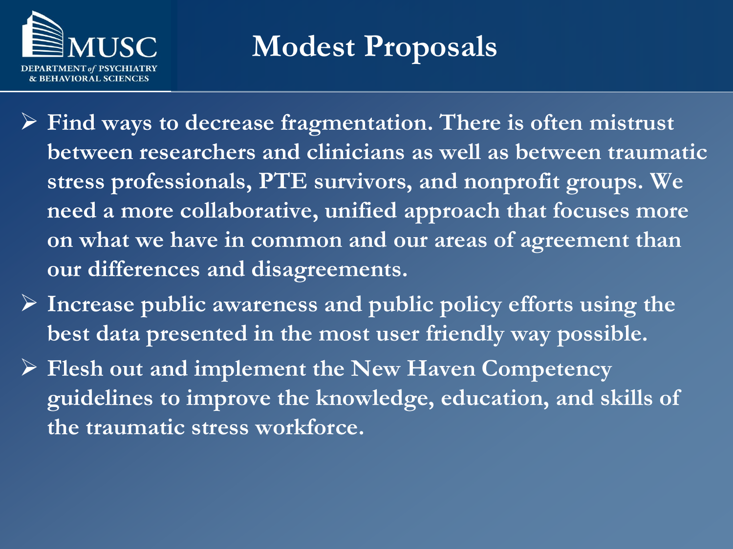# Modest Proposals

- Find ways to decrease fragmentation. There is often mistrust between researchers and clinicians as well as between traumatic stress professionals, PTE survivors, and nonprofit groups. We need a more collaborative, unified approach that focuses more on what we have in common and our areas of agreement than our differences and disagreements.
- Increase public awareness and public policy efforts using the best data presented in the most user friendly way possible.
- Flesh out and implement the New Haven Competency guidelines to improve the knowledge, education, and skills of the traumatic stress workforce.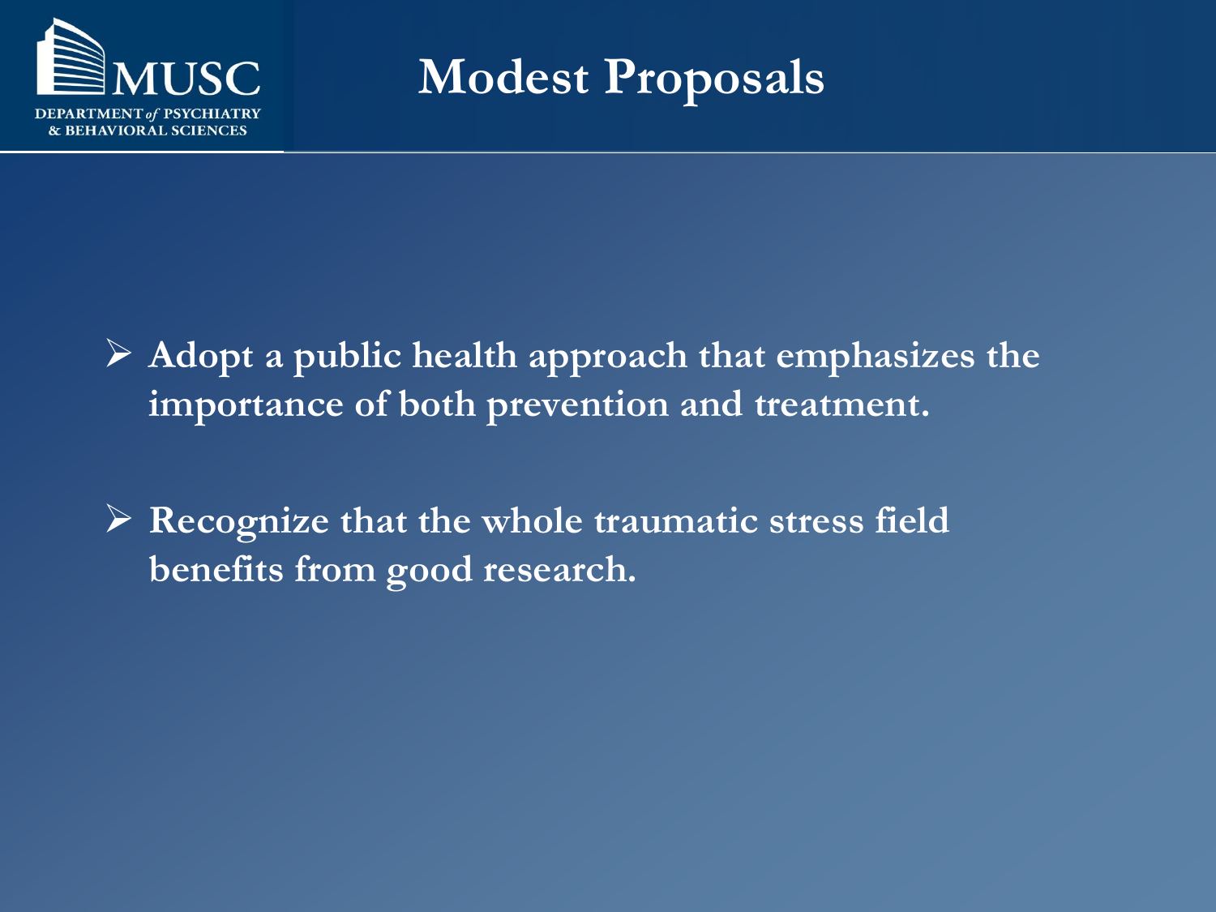# Modest Proposals

- **Adopt a public health approach that emphasizes the importance of both prevention and treatment.**
- **Recognize that the whole traumatic stress field benefits from good research.**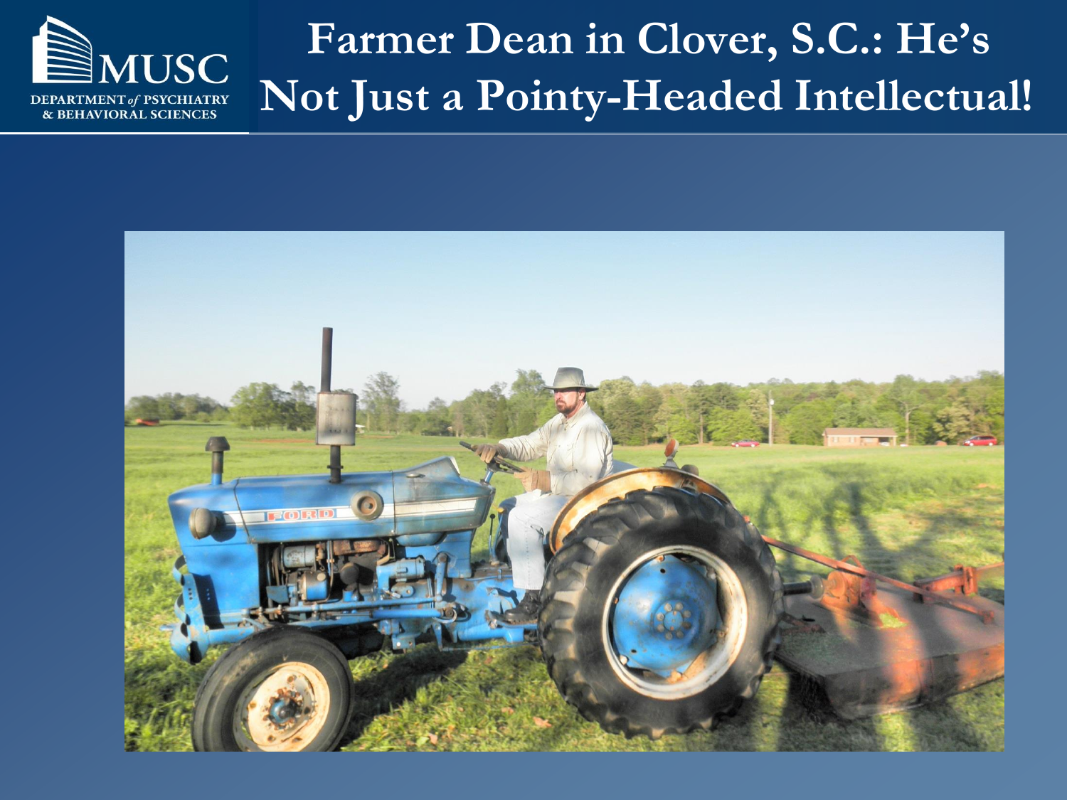# Farmer Dean in Clover, S.C.: He's Not Just a Pointy-Headed Intellectual!